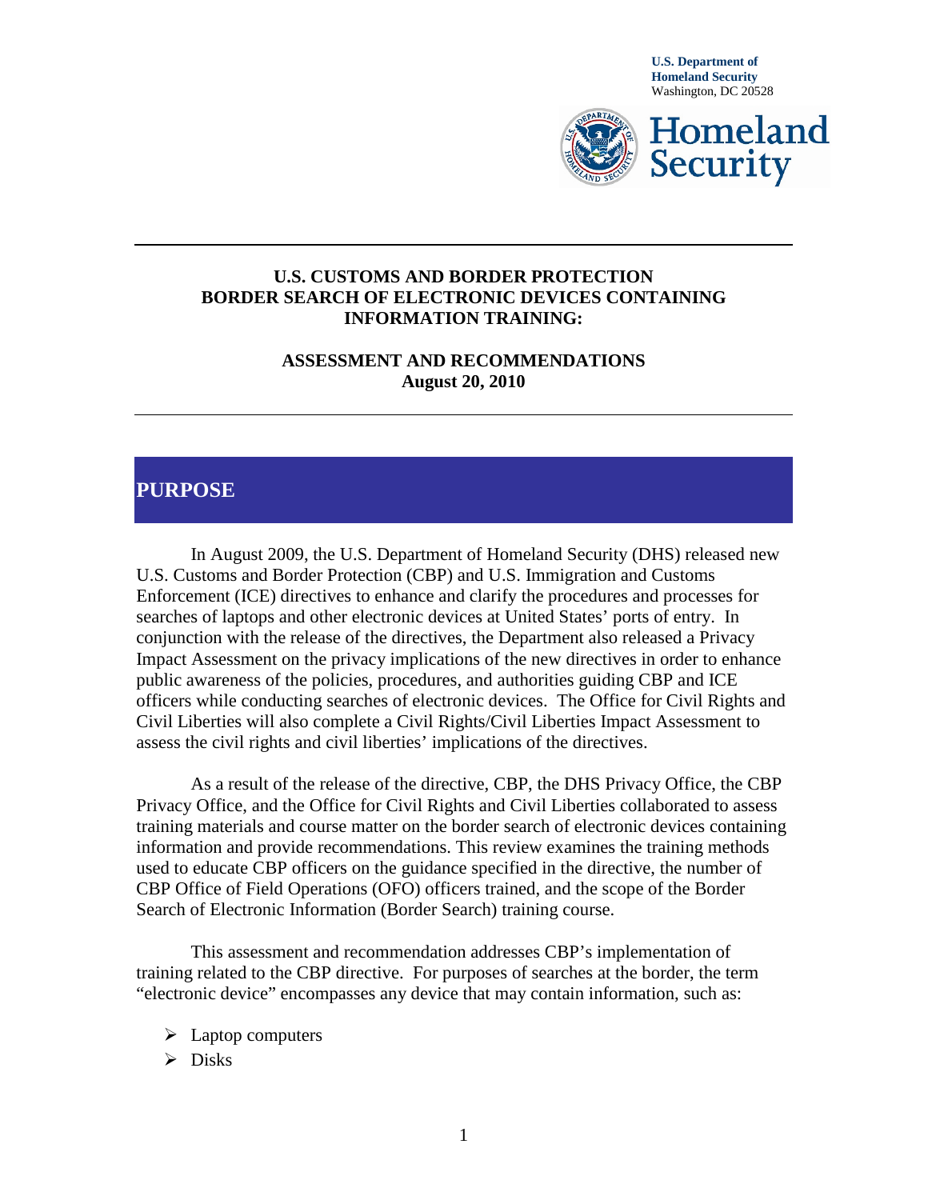U.S. Department of
Homeland Security
Washington, DC 20528

Homeland Security

# U.S. CUSTOMS AND BORDER PROTECTION BORDER SEARCH OF ELECTRONIC DEVICES CONTAINING INFORMATION TRAINING:

## ASSESSMENT AND RECOMMENDATIONS
**August 20, 2010**

## PURPOSE

In August 2009, the U.S. Department of Homeland Security (DHS) released new U.S. Customs and Border Protection (CBP) and U.S. Immigration and Customs Enforcement (ICE) directives to enhance and clarify the procedures and processes for searches of laptops and other electronic devices at United States' ports of entry. In conjunction with the release of the directives, the Department also released a Privacy Impact Assessment on the privacy implications of the new directives in order to enhance public awareness of the policies, procedures, and authorities guiding CBP and ICE officers while conducting searches of electronic devices. The Office for Civil Rights and Civil Liberties will also complete a Civil Rights/Civil Liberties Impact Assessment to assess the civil rights and civil liberties' implications of the directives.

As a result of the release of the directive, CBP, the DHS Privacy Office, the CBP Privacy Office, and the Office for Civil Rights and Civil Liberties collaborated to assess training materials and course matter on the border search of electronic devices containing information and provide recommendations. This review examines the training methods used to educate CBP officers on the guidance specified in the directive, the number of CBP Office of Field Operations (OFO) officers trained, and the scope of the Border Search of Electronic Information (Border Search) training course.

This assessment and recommendation addresses CBP's implementation of training related to the CBP directive. For purposes of searches at the border, the term "electronic device" encompasses any device that may contain information, such as:

- Laptop computers
- Disks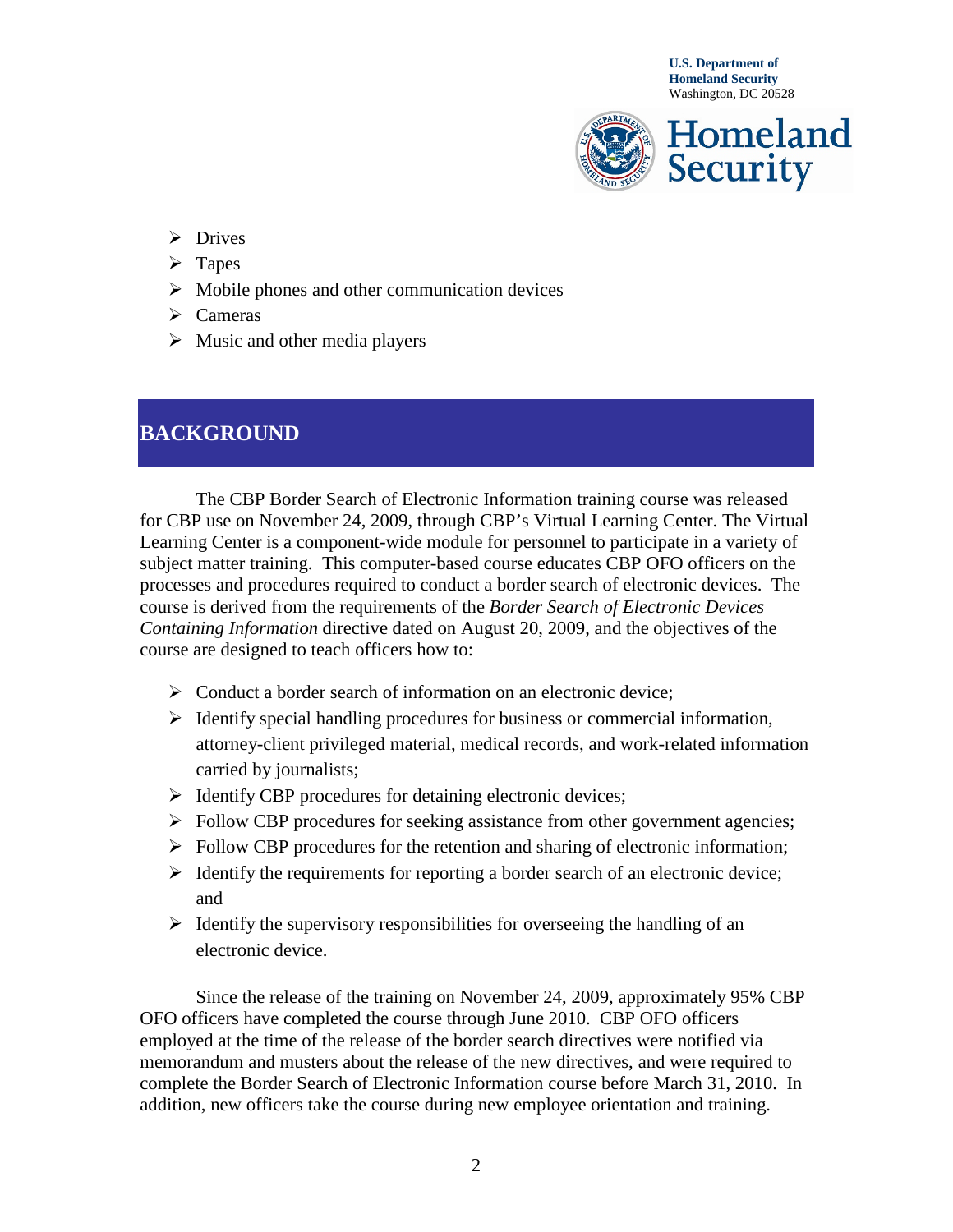- Drives
- Tapes
- Mobile phones and other communication devices
- Cameras
- Music and other media players

## BACKGROUND

The CBP Border Search of Electronic Information training course was released for CBP use on November 24, 2009, through CBP's Virtual Learning Center. The Virtual Learning Center is a component-wide module for personnel to participate in a variety of subject matter training. This computer-based course educates CBP OFO officers on the processes and procedures required to conduct a border search of electronic devices. The course is derived from the requirements of the *Border Search of Electronic Devices Containing Information* directive dated on August 20, 2009, and the objectives of the course are designed to teach officers how to:

- Conduct a border search of information on an electronic device;
- Identify special handling procedures for business or commercial information, attorney-client privileged material, medical records, and work-related information carried by journalists;
- Identify CBP procedures for detaining electronic devices;
- Follow CBP procedures for seeking assistance from other government agencies;
- Follow CBP procedures for the retention and sharing of electronic information;
- Identify the requirements for reporting a border search of an electronic device; and
- Identify the supervisory responsibilities for overseeing the handling of an electronic device.

Since the release of the training on November 24, 2009, approximately 95% CBP OFO officers have completed the course through June 2010. CBP OFO officers employed at the time of the release of the border search directives were notified via memorandum and musters about the release of the new directives, and were required to complete the Border Search of Electronic Information course before March 31, 2010. In addition, new officers take the course during new employee orientation and training.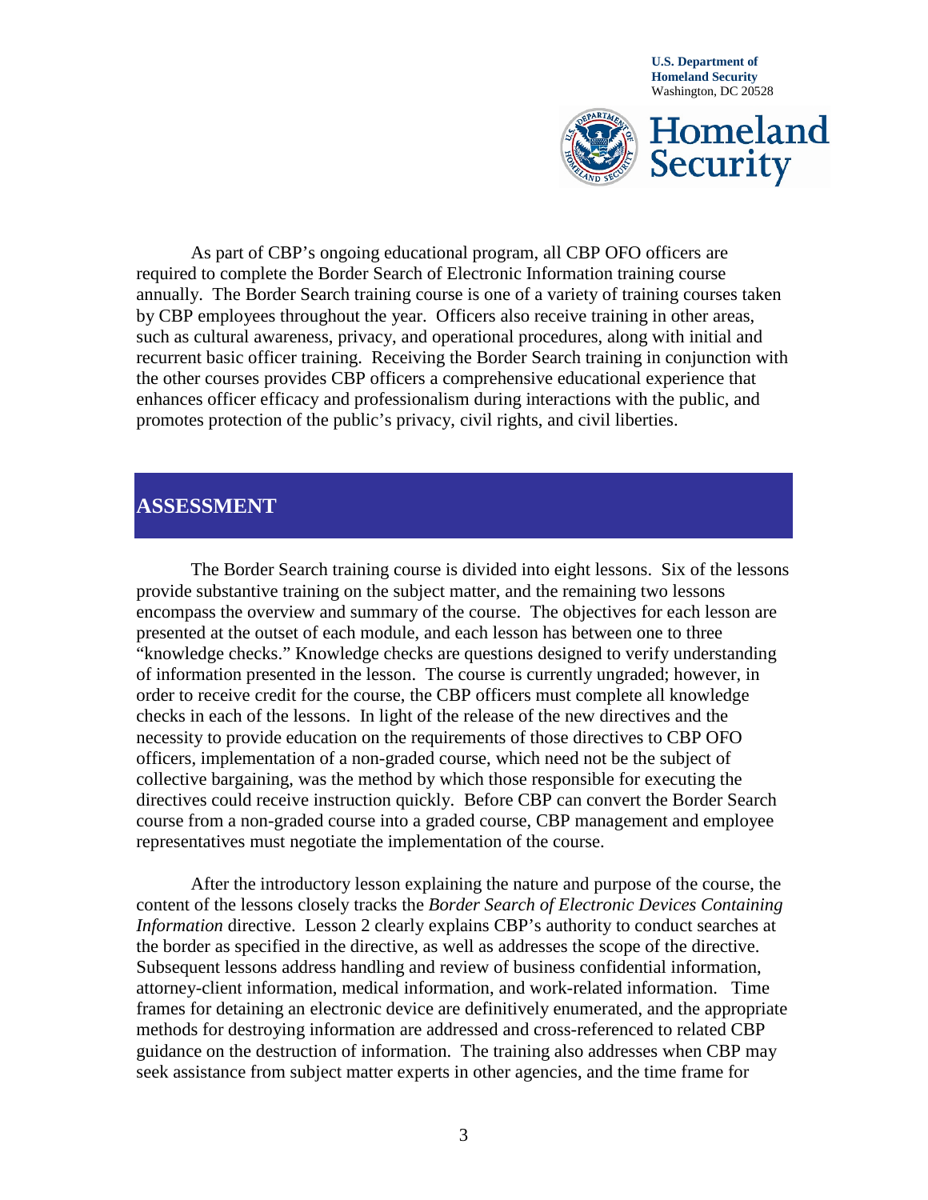As part of CBP's ongoing educational program, all CBP OFO officers are required to complete the Border Search of Electronic Information training course annually. The Border Search training course is one of a variety of training courses taken by CBP employees throughout the year. Officers also receive training in other areas, such as cultural awareness, privacy, and operational procedures, along with initial and recurrent basic officer training. Receiving the Border Search training in conjunction with the other courses provides CBP officers a comprehensive educational experience that enhances officer efficacy and professionalism during interactions with the public, and promotes protection of the public's privacy, civil rights, and civil liberties.

## ASSESSMENT

The Border Search training course is divided into eight lessons. Six of the lessons provide substantive training on the subject matter, and the remaining two lessons encompass the overview and summary of the course. The objectives for each lesson are presented at the outset of each module, and each lesson has between one to three "knowledge checks." Knowledge checks are questions designed to verify understanding of information presented in the lesson. The course is currently ungraded; however, in order to receive credit for the course, the CBP officers must complete all knowledge checks in each of the lessons. In light of the release of the new directives and the necessity to provide education on the requirements of those directives to CBP OFO officers, implementation of a non-graded course, which need not be the subject of collective bargaining, was the method by which those responsible for executing the directives could receive instruction quickly. Before CBP can convert the Border Search course from a non-graded course into a graded course, CBP management and employee representatives must negotiate the implementation of the course.

After the introductory lesson explaining the nature and purpose of the course, the content of the lessons closely tracks the *Border Search of Electronic Devices Containing Information* directive. Lesson 2 clearly explains CBP's authority to conduct searches at the border as specified in the directive, as well as addresses the scope of the directive. Subsequent lessons address handling and review of business confidential information, attorney-client information, medical information, and work-related information. Time frames for detaining an electronic device are definitively enumerated, and the appropriate methods for destroying information are addressed and cross-referenced to related CBP guidance on the destruction of information. The training also addresses when CBP may seek assistance from subject matter experts in other agencies, and the time frame for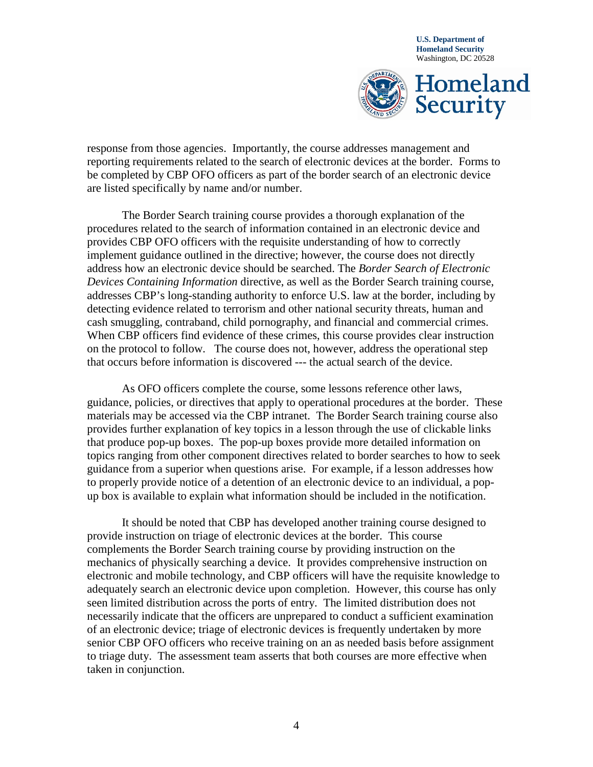response from those agencies. Importantly, the course addresses management and reporting requirements related to the search of electronic devices at the border. Forms to be completed by CBP OFO officers as part of the border search of an electronic device are listed specifically by name and/or number.

The Border Search training course provides a thorough explanation of the procedures related to the search of information contained in an electronic device and provides CBP OFO officers with the requisite understanding of how to correctly implement guidance outlined in the directive; however, the course does not directly address how an electronic device should be searched. The *Border Search of Electronic Devices Containing Information* directive, as well as the Border Search training course, addresses CBP's long-standing authority to enforce U.S. law at the border, including by detecting evidence related to terrorism and other national security threats, human and cash smuggling, contraband, child pornography, and financial and commercial crimes. When CBP officers find evidence of these crimes, this course provides clear instruction on the protocol to follow. The course does not, however, address the operational step that occurs before information is discovered --- the actual search of the device.

As OFO officers complete the course, some lessons reference other laws, guidance, policies, or directives that apply to operational procedures at the border. These materials may be accessed via the CBP intranet. The Border Search training course also provides further explanation of key topics in a lesson through the use of clickable links that produce pop-up boxes. The pop-up boxes provide more detailed information on topics ranging from other component directives related to border searches to how to seek guidance from a superior when questions arise. For example, if a lesson addresses how to properly provide notice of a detention of an electronic device to an individual, a pop-up box is available to explain what information should be included in the notification.

It should be noted that CBP has developed another training course designed to provide instruction on triage of electronic devices at the border. This course complements the Border Search training course by providing instruction on the mechanics of physically searching a device. It provides comprehensive instruction on electronic and mobile technology, and CBP officers will have the requisite knowledge to adequately search an electronic device upon completion. However, this course has only seen limited distribution across the ports of entry. The limited distribution does not necessarily indicate that the officers are unprepared to conduct a sufficient examination of an electronic device; triage of electronic devices is frequently undertaken by more senior CBP OFO officers who receive training on an as needed basis before assignment to triage duty. The assessment team asserts that both courses are more effective when taken in conjunction.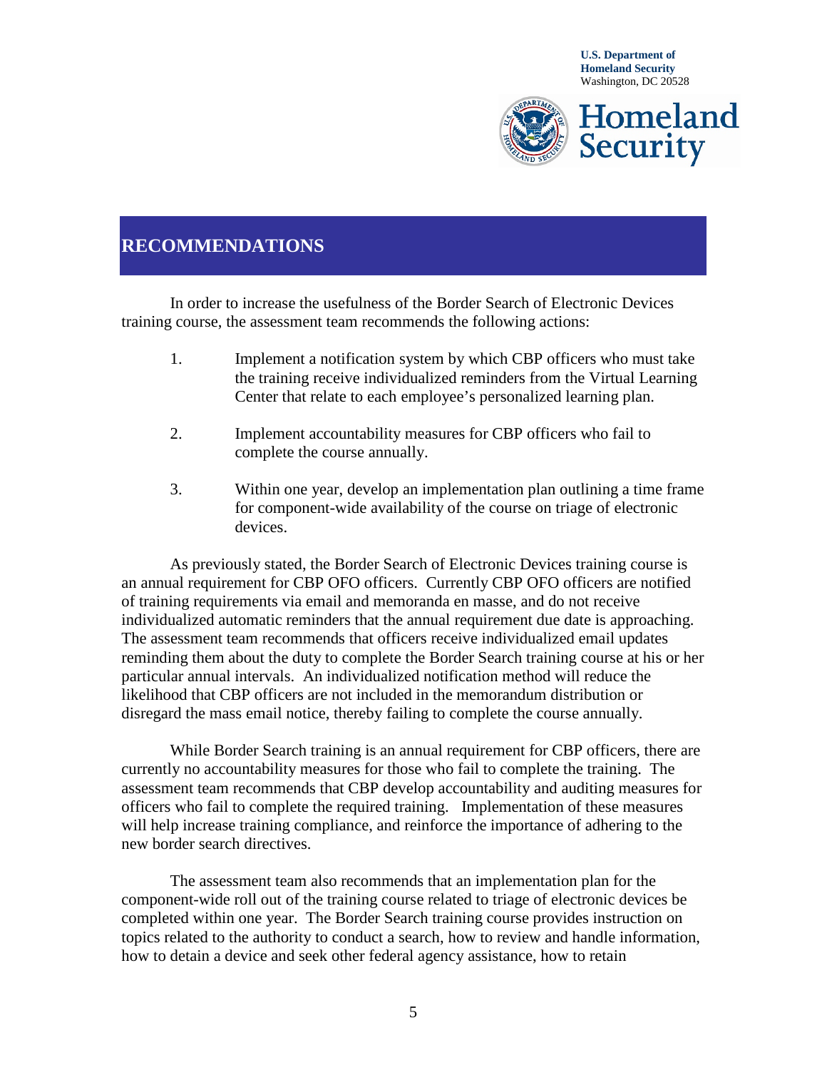## RECOMMENDATIONS

In order to increase the usefulness of the Border Search of Electronic Devices training course, the assessment team recommends the following actions:

1. Implement a notification system by which CBP officers who must take the training receive individualized reminders from the Virtual Learning Center that relate to each employee's personalized learning plan.

2. Implement accountability measures for CBP officers who fail to complete the course annually.

3. Within one year, develop an implementation plan outlining a time frame for component-wide availability of the course on triage of electronic devices.

As previously stated, the Border Search of Electronic Devices training course is an annual requirement for CBP OFO officers. Currently CBP OFO officers are notified of training requirements via email and memoranda en masse, and do not receive individualized automatic reminders that the annual requirement due date is approaching. The assessment team recommends that officers receive individualized email updates reminding them about the duty to complete the Border Search training course at his or her particular annual intervals. An individualized notification method will reduce the likelihood that CBP officers are not included in the memorandum distribution or disregard the mass email notice, thereby failing to complete the course annually.

While Border Search training is an annual requirement for CBP officers, there are currently no accountability measures for those who fail to complete the training. The assessment team recommends that CBP develop accountability and auditing measures for officers who fail to complete the required training. Implementation of these measures will help increase training compliance, and reinforce the importance of adhering to the new border search directives.

The assessment team also recommends that an implementation plan for the component-wide roll out of the training course related to triage of electronic devices be completed within one year. The Border Search training course provides instruction on topics related to the authority to conduct a search, how to review and handle information, how to detain a device and seek other federal agency assistance, how to retain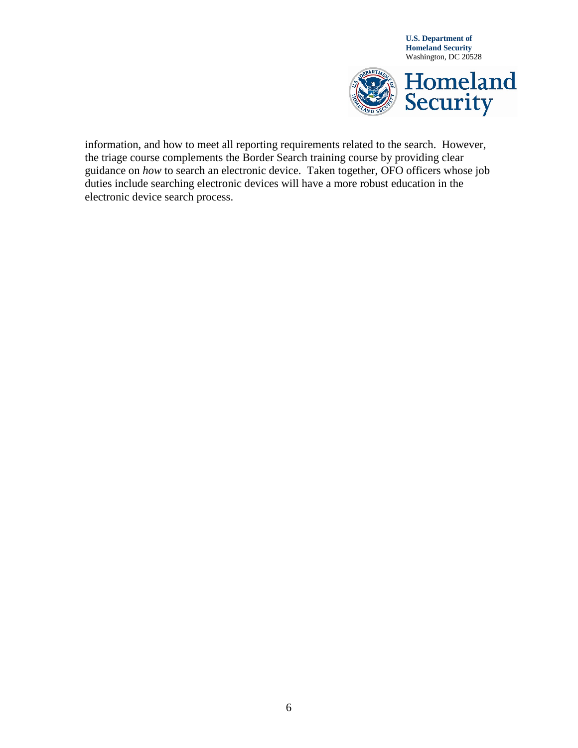information, and how to meet all reporting requirements related to the search. However, the triage course complements the Border Search training course by providing clear guidance on *how* to search an electronic device. Taken together, OFO officers whose job duties include searching electronic devices will have a more robust education in the electronic device search process.